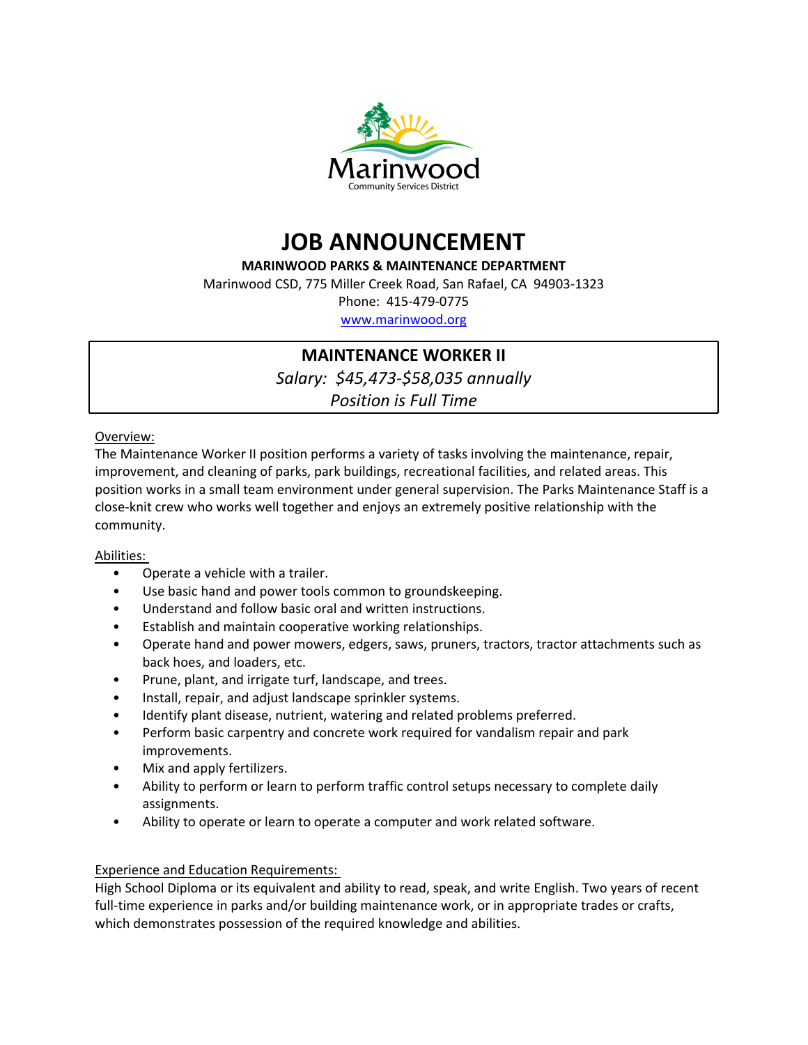Marinwood

Community Services District

# JOB ANNOUNCEMENT

**MARINWOOD PARKS & MAINTENANCE DEPARTMENT**

Marinwood CSD, 775 Miller Creek Road, San Rafael, CA 94903-1323

Phone: 415-479-0775

www.marinwood.org

## MAINTENANCE WORKER II

*Salary: $45,473-$58,035 annually*

*Position is Full Time*

Overview:

The Maintenance Worker II position performs a variety of tasks involving the maintenance, repair, improvement, and cleaning of parks, park buildings, recreational facilities, and related areas. This position works in a small team environment under general supervision. The Parks Maintenance Staff is a close-knit crew who works well together and enjoys an extremely positive relationship with the community.

Abilities:

- Operate a vehicle with a trailer.
- Use basic hand and power tools common to groundskeeping.
- Understand and follow basic oral and written instructions.
- Establish and maintain cooperative working relationships.
- Operate hand and power mowers, edgers, saws, pruners, tractors, tractor attachments such as back hoes, and loaders, etc.
- Prune, plant, and irrigate turf, landscape, and trees.
- Install, repair, and adjust landscape sprinkler systems.
- Identify plant disease, nutrient, watering and related problems preferred.
- Perform basic carpentry and concrete work required for vandalism repair and park improvements.
- Mix and apply fertilizers.
- Ability to perform or learn to perform traffic control setups necessary to complete daily assignments.
- Ability to operate or learn to operate a computer and work related software.

Experience and Education Requirements:

High School Diploma or its equivalent and ability to read, speak, and write English. Two years of recent full-time experience in parks and/or building maintenance work, or in appropriate trades or crafts, which demonstrates possession of the required knowledge and abilities.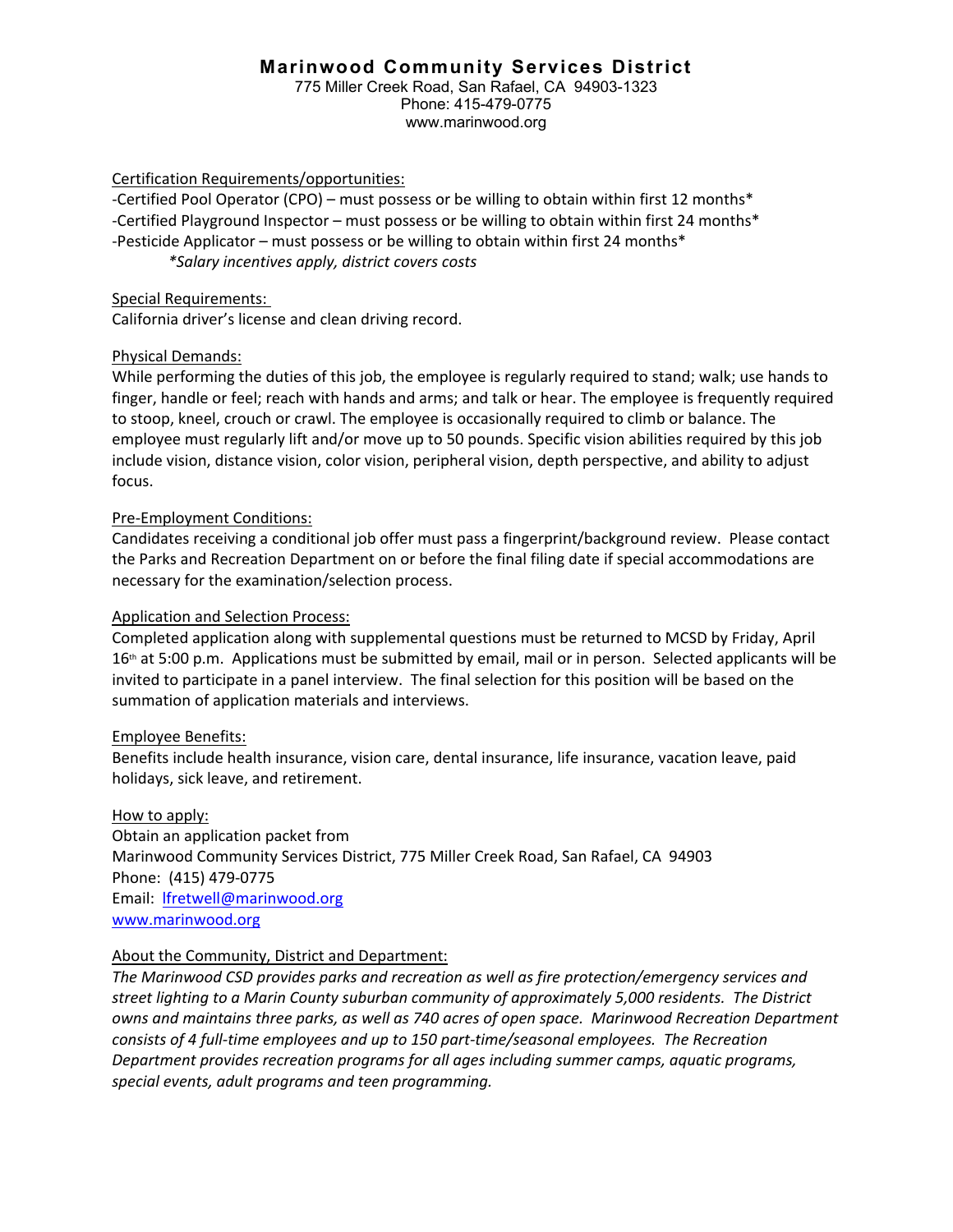# Marinwood Community Services District

775 Miller Creek Road, San Rafael, CA 94903-1323
Phone: 415-479-0775
www.marinwood.org

Certification Requirements/opportunities:

-Certified Pool Operator (CPO) – must possess or be willing to obtain within first 12 months*
-Certified Playground Inspector – must possess or be willing to obtain within first 24 months*
-Pesticide Applicator – must possess or be willing to obtain within first 24 months*

*\*Salary incentives apply, district covers costs*

Special Requirements:

California driver's license and clean driving record.

Physical Demands:

While performing the duties of this job, the employee is regularly required to stand; walk; use hands to finger, handle or feel; reach with hands and arms; and talk or hear. The employee is frequently required to stoop, kneel, crouch or crawl. The employee is occasionally required to climb or balance. The employee must regularly lift and/or move up to 50 pounds. Specific vision abilities required by this job include vision, distance vision, color vision, peripheral vision, depth perspective, and ability to adjust focus.

Pre-Employment Conditions:

Candidates receiving a conditional job offer must pass a fingerprint/background review. Please contact the Parks and Recreation Department on or before the final filing date if special accommodations are necessary for the examination/selection process.

Application and Selection Process:

Completed application along with supplemental questions must be returned to MCSD by Friday, April 16th at 5:00 p.m. Applications must be submitted by email, mail or in person. Selected applicants will be invited to participate in a panel interview. The final selection for this position will be based on the summation of application materials and interviews.

Employee Benefits:

Benefits include health insurance, vision care, dental insurance, life insurance, vacation leave, paid holidays, sick leave, and retirement.

How to apply:

Obtain an application packet from
Marinwood Community Services District, 775 Miller Creek Road, San Rafael, CA 94903
Phone: (415) 479-0775
Email: lfretwell@marinwood.org
www.marinwood.org

About the Community, District and Department:

*The Marinwood CSD provides parks and recreation as well as fire protection/emergency services and street lighting to a Marin County suburban community of approximately 5,000 residents. The District owns and maintains three parks, as well as 740 acres of open space. Marinwood Recreation Department consists of 4 full-time employees and up to 150 part-time/seasonal employees. The Recreation Department provides recreation programs for all ages including summer camps, aquatic programs, special events, adult programs and teen programming.*